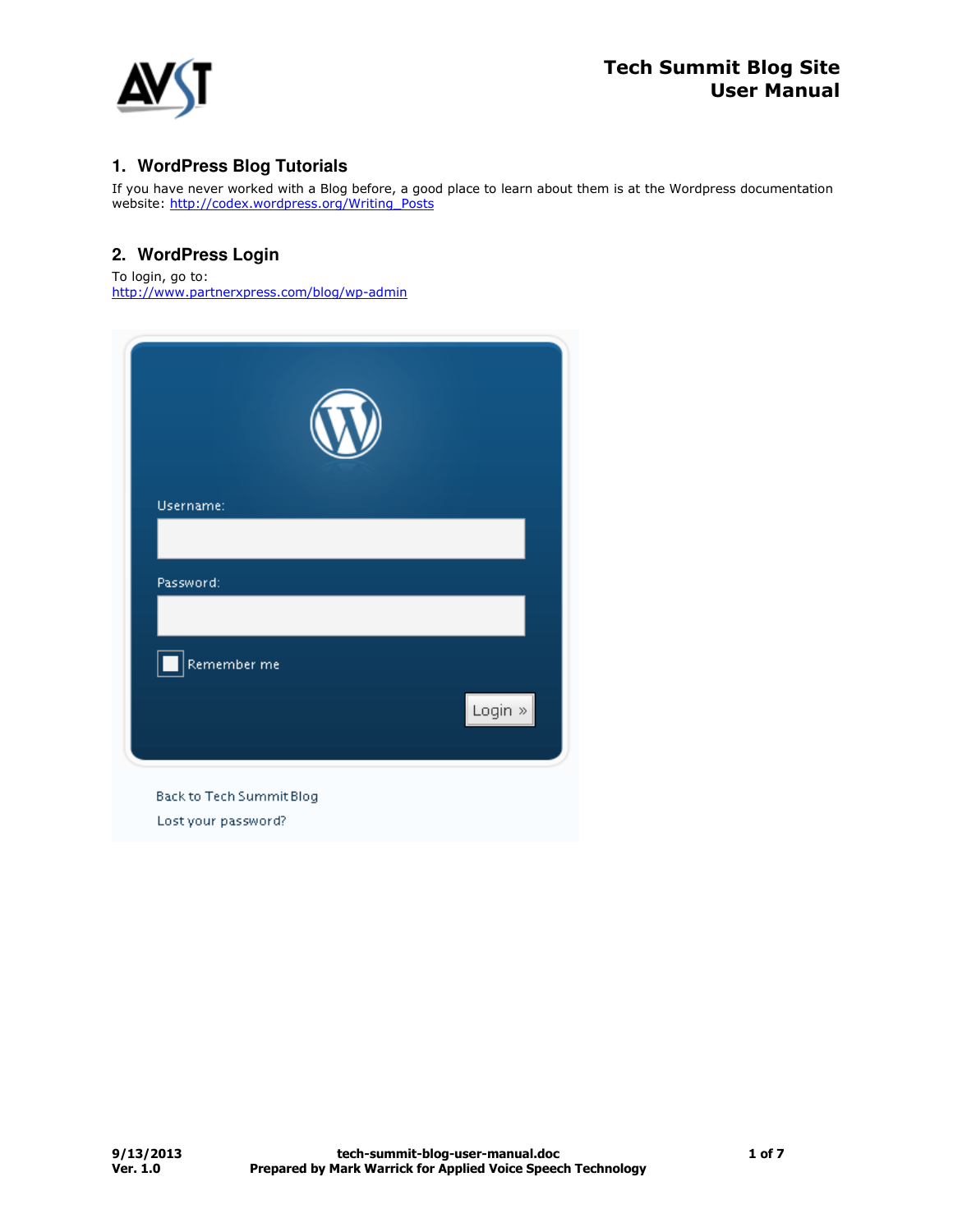## 1. WordPress Blog Tutorials

If you have never worked with a Blog before, a good place to learn about them is at the Wordpress documentation website: [http://codex.wordpress.org/Writing_Posts](http://codex.wordpress.org/Writing_Posts)

## 2. WordPress Login

To login, go to:
[http://www.partnerxpress.com/blog/wp-admin](http://www.partnerxpress.com/blog/wp-admin)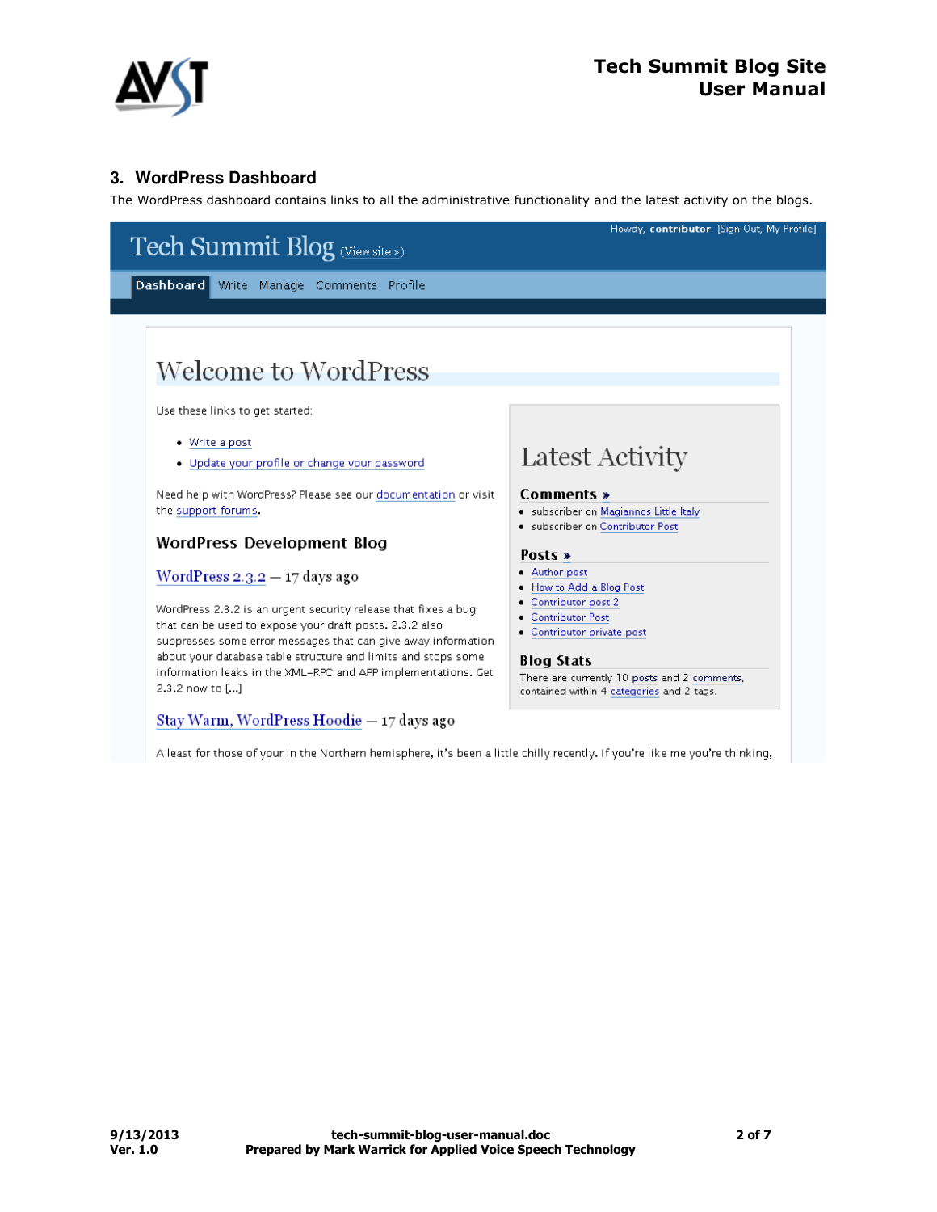## 3. WordPress Dashboard

The WordPress dashboard contains links to all the administrative functionality and the latest activity on the blogs.

Tech Summit Blog (View site »)

Howdy, **contributor**. [Sign Out, My Profile]

Dashboard Write Manage Comments Profile

# Welcome to WordPress

Use these links to get started:

- Write a post
- Update your profile or change your password

Need help with WordPress? Please see our documentation or visit the support forums.

### WordPress Development Blog

WordPress 2.3.2 — 17 days ago

WordPress 2.3.2 is an urgent security release that fixes a bug that can be used to expose your draft posts. 2.3.2 also suppresses some error messages that can give away information about your database table structure and limits and stops some information leaks in the XML-RPC and APP implementations. Get 2.3.2 now to [...]

Stay Warm, WordPress Hoodie — 17 days ago

A least for those of your in the Northern hemisphere, it's been a little chilly recently. If you're like me you're thinking,

## Latest Activity

**Comments »**

- subscriber on Magiannos Little Italy
- subscriber on Contributor Post

**Posts »**

- Author post
- How to Add a Blog Post
- Contributor post 2
- Contributor Post
- Contributor private post

**Blog Stats**

There are currently 10 posts and 2 comments, contained within 4 categories and 2 tags.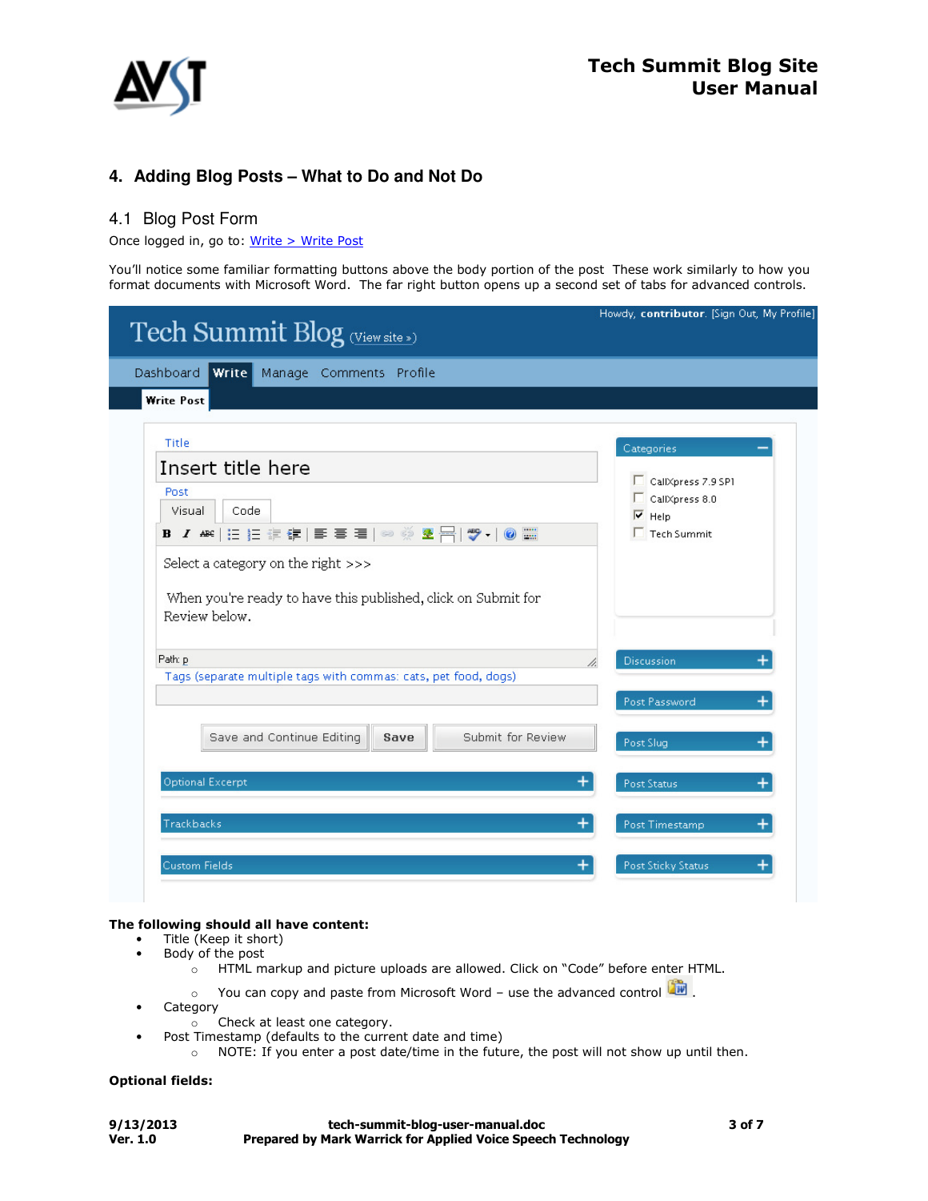## 4. Adding Blog Posts – What to Do and Not Do

### 4.1 Blog Post Form

Once logged in, go to: Write > Write Post

You'll notice some familiar formatting buttons above the body portion of the post These work similarly to how you format documents with Microsoft Word. The far right button opens up a second set of tabs for advanced controls.

**The following should all have content:**

- Title (Keep it short)
- Body of the post
  - HTML markup and picture uploads are allowed. Click on "Code" before enter HTML.
  - You can copy and paste from Microsoft Word – use the advanced control .
- Category
  - Check at least one category.
- Post Timestamp (defaults to the current date and time)
  - NOTE: If you enter a post date/time in the future, the post will not show up until then.

**Optional fields:**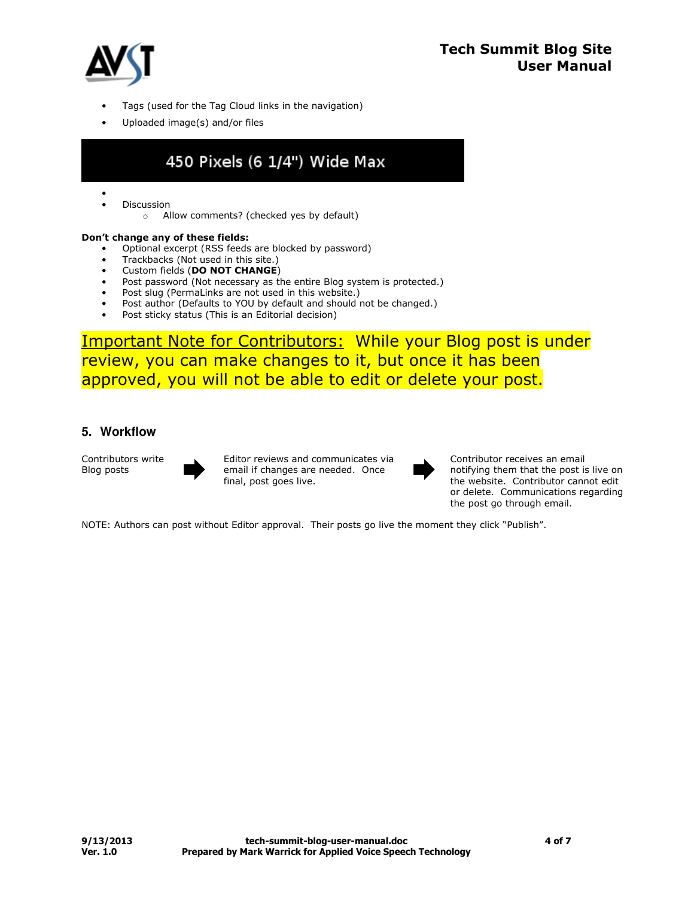- Tags (used for the Tag Cloud links in the navigation)
- Uploaded image(s) and/or files

450 Pixels (6 1/4") Wide Max

- Discussion
  - Allow comments? (checked yes by default)

**Don't change any of these fields:**

- Optional excerpt (RSS feeds are blocked by password)
- Trackbacks (Not used in this site.)
- Custom fields (**DO NOT CHANGE**)
- Post password (Not necessary as the entire Blog system is protected.)
- Post slug (PermaLinks are not used in this website.)
- Post author (Defaults to YOU by default and should not be changed.)
- Post sticky status (This is an Editorial decision)

<u>Important Note for Contributors:</u> While your Blog post is under review, you can make changes to it, but once it has been approved, you will not be able to edit or delete your post.

## 5. Workflow

Contributors write Blog posts → Editor reviews and communicates via email if changes are needed. Once final, post goes live. → Contributor receives an email notifying them that the post is live on the website. Contributor cannot edit or delete. Communications regarding the post go through email.

NOTE: Authors can post without Editor approval. Their posts go live the moment they click "Publish".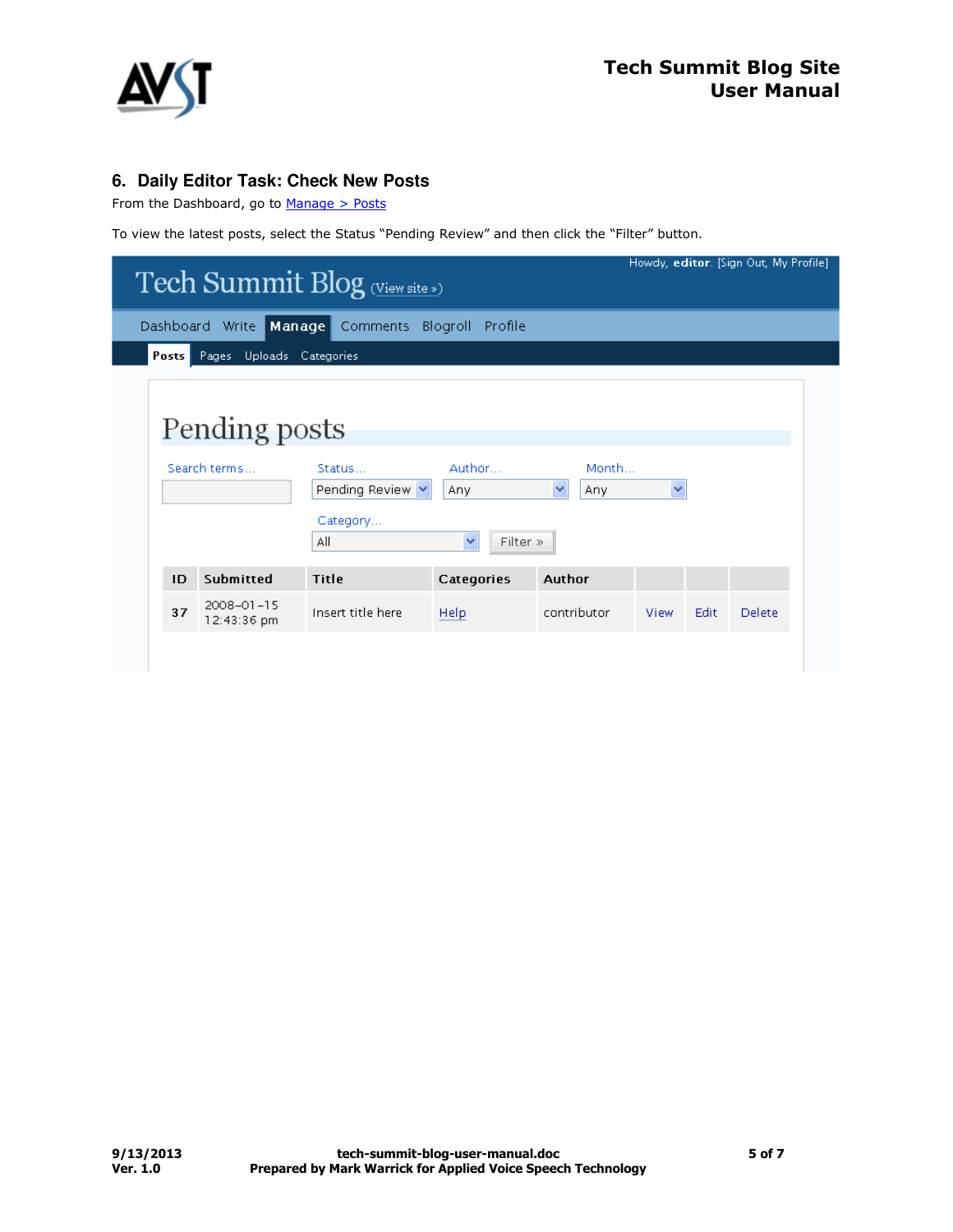## 6. Daily Editor Task: Check New Posts

From the Dashboard, go to [Manage > Posts]()

To view the latest posts, select the Status "Pending Review" and then click the "Filter" button.

Tech Summit Blog (View site »)

Howdy, **editor**. [Sign Out, My Profile]

Dashboard Write **Manage** Comments Blogroll Profile

**Posts** Pages Uploads Categories

# Pending posts

Search terms...

Status... Pending Review

Author... Any

Month... Any

Category... All

Filter »

| ID | Submitted | Title | Categories | Author | | | |
|---|---|---|---|---|---|---|---|
| 37 | 2008-01-15 12:43:36 pm | Insert title here | Help | contributor | View | Edit | Delete |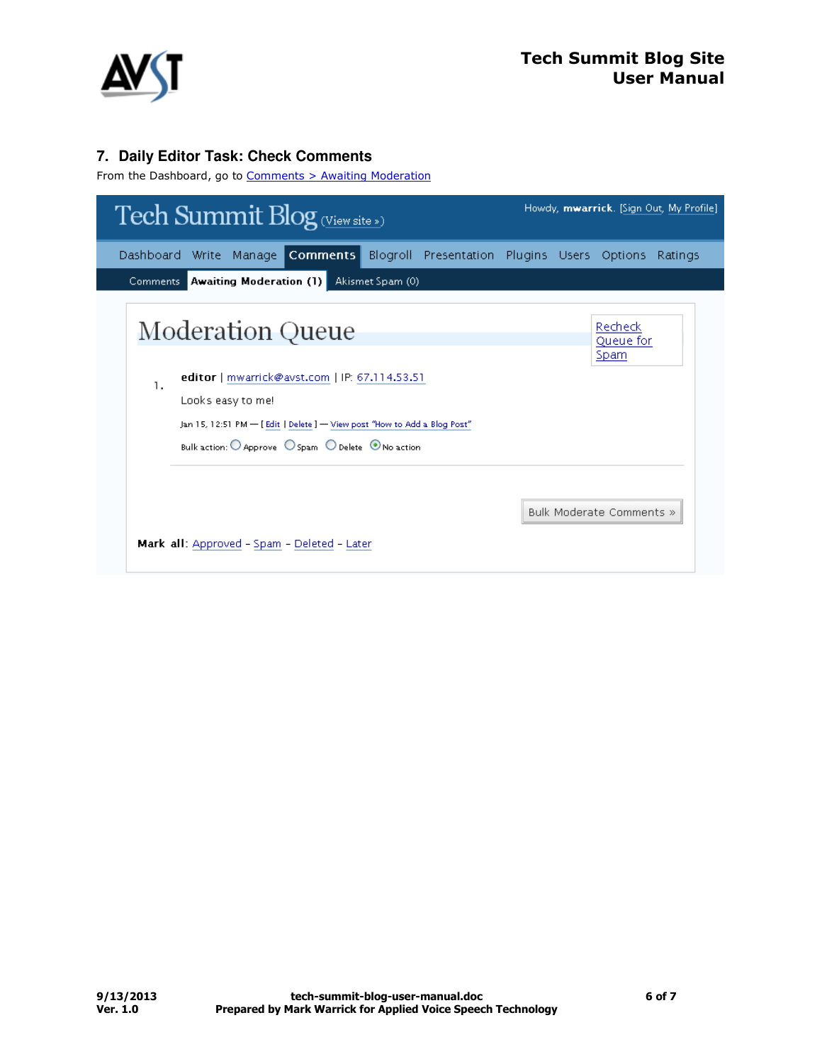## 7. Daily Editor Task: Check Comments

From the Dashboard, go to Comments > Awaiting Moderation

Tech Summit Blog (View site »)

Howdy, **mwarrick**. [Sign Out, My Profile]

Dashboard Write Manage **Comments** Blogroll Presentation Plugins Users Options Ratings

Comments **Awaiting Moderation (1)** Akismet Spam (0)

# Moderation Queue

Recheck Queue for Spam

1. **editor** | mwarrick@avst.com | IP: 67.114.53.51

   Looks easy to me!

   Jan 15, 12:51 PM — [ Edit | Delete ] — View post "How to Add a Blog Post"

   Bulk action: ○ Approve ○ Spam ○ Delete ◉ No action

Bulk Moderate Comments »

**Mark all**: Approved - Spam - Deleted - Later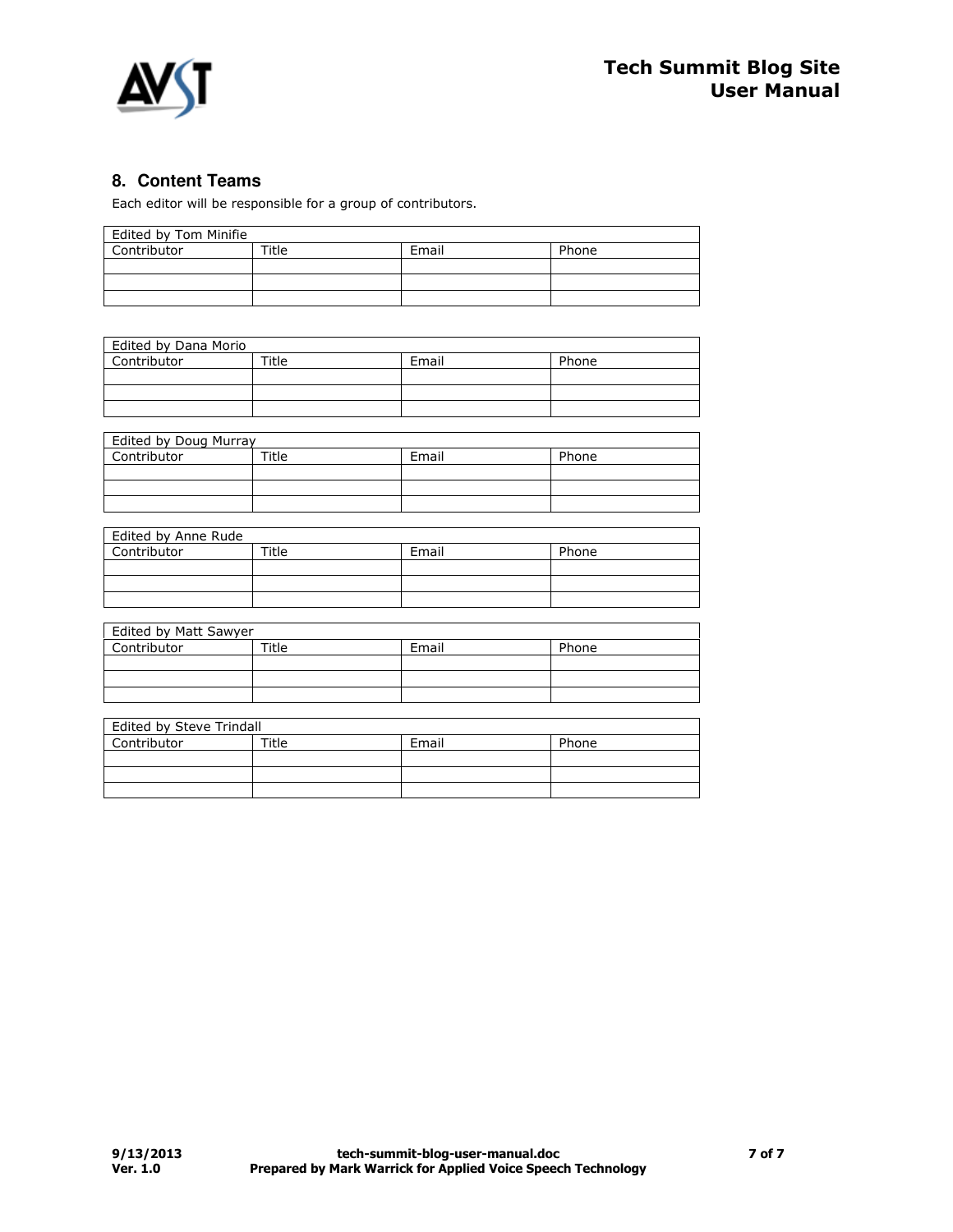## 8. Content Teams

Each editor will be responsible for a group of contributors.

| Edited by Tom Minifie | | | |
|---|---|---|---|
| Contributor | Title | Email | Phone |
| | | | |
| | | | |
| | | | |

| Edited by Dana Morio | | | |
|---|---|---|---|
| Contributor | Title | Email | Phone |
| | | | |
| | | | |
| | | | |

| Edited by Doug Murray | | | |
|---|---|---|---|
| Contributor | Title | Email | Phone |
| | | | |
| | | | |
| | | | |

| Edited by Anne Rude | | | |
|---|---|---|---|
| Contributor | Title | Email | Phone |
| | | | |
| | | | |
| | | | |

| Edited by Matt Sawyer | | | |
|---|---|---|---|
| Contributor | Title | Email | Phone |
| | | | |
| | | | |
| | | | |

| Edited by Steve Trindall | | | |
|---|---|---|---|
| Contributor | Title | Email | Phone |
| | | | |
| | | | |
| | | | |